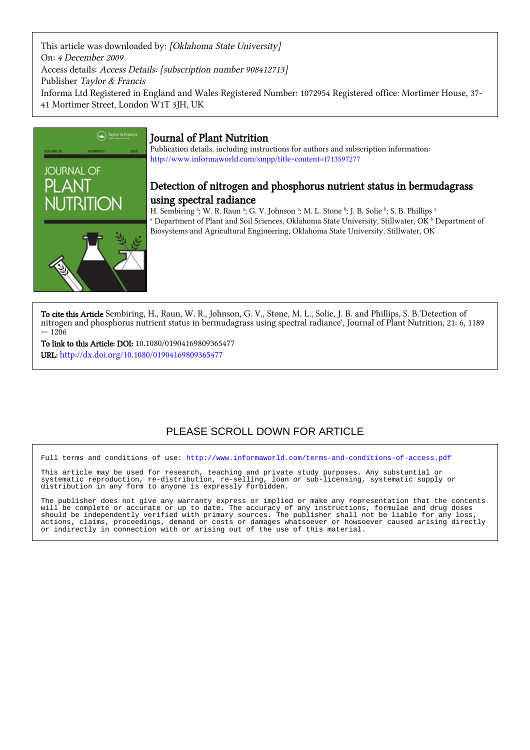This article was downloaded by: *[Oklahoma State University]*
On: *4 December 2009*
Access details: *Access Details: [subscription number 908412713]*
Publisher *Taylor & Francis*
Informa Ltd Registered in England and Wales Registered Number: 1072954 Registered office: Mortimer House, 37-41 Mortimer Street, London W1T 3JH, UK

# Journal of Plant Nutrition

Publication details, including instructions for authors and subscription information:
http://www.informaworld.com/smpp/title~content=t713597277

## Detection of nitrogen and phosphorus nutrient status in bermudagrass using spectral radiance

H. Sembiring [a]; W. R. Raun [a]; G. V. Johnson [a]; M. L. Stone [b]; J. B. Solie [b]; S. B. Phillips [a]

[a] Department of Plant and Soil Sciences, Oklahoma State University, Stillwater, OK [b] Department of Biosystems and Agricultural Engineering, Oklahoma State University, Stillwater, OK

**To cite this Article** Sembiring, H., Raun, W. R., Johnson, G. V., Stone, M. L., Solie, J. B. and Phillips, S. B.'Detection of nitrogen and phosphorus nutrient status in bermudagrass using spectral radiance', Journal of Plant Nutrition, 21: 6, 1189 — 1206

**To link to this Article: DOI:** 10.1080/01904169809365477

**URL:** http://dx.doi.org/10.1080/01904169809365477

PLEASE SCROLL DOWN FOR ARTICLE

Full terms and conditions of use: http://www.informaworld.com/terms-and-conditions-of-access.pdf

This article may be used for research, teaching and private study purposes. Any substantial or systematic reproduction, re-distribution, re-selling, loan or sub-licensing, systematic supply or distribution in any form to anyone is expressly forbidden.

The publisher does not give any warranty express or implied or make any representation that the contents will be complete or accurate or up to date. The accuracy of any instructions, formulae and drug doses should be independently verified with primary sources. The publisher shall not be liable for any loss, actions, claims, proceedings, demand or costs or damages whatsoever or howsoever caused arising directly or indirectly in connection with or arising out of the use of this material.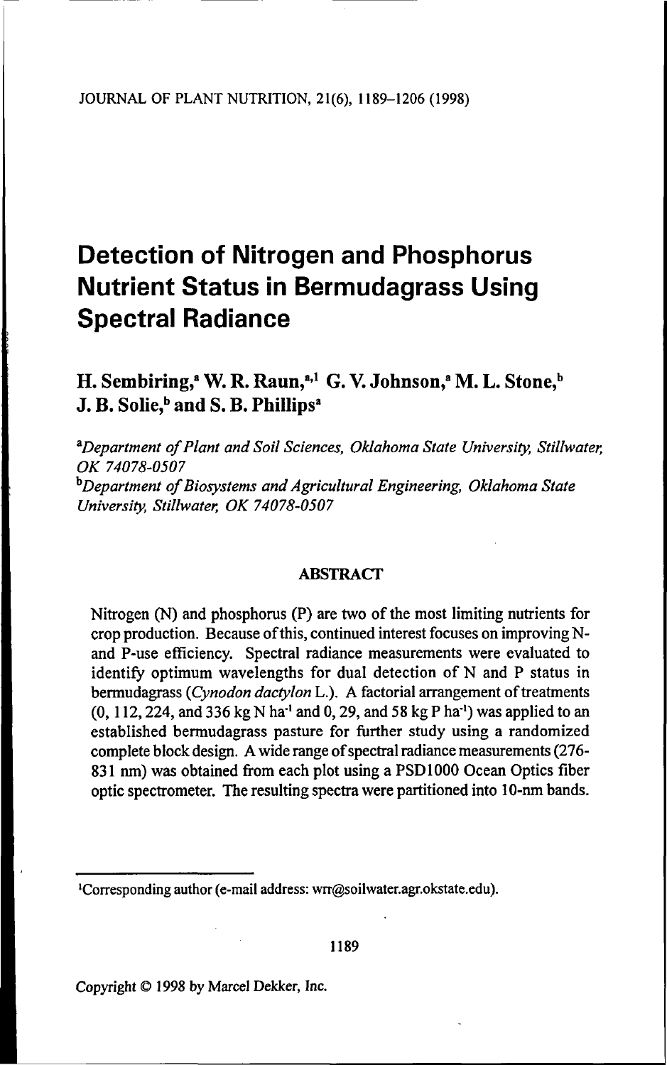# Detection of Nitrogen and Phosphorus Nutrient Status in Bermudagrass Using Spectral Radiance

**H. Sembiring,[a] W. R. Raun,[a,1] G. V. Johnson,[a] M. L. Stone,[b] J. B. Solie,[b] and S. B. Phillips[a]**

[a]*Department of Plant and Soil Sciences, Oklahoma State University, Stillwater, OK 74078-0507*

[b]*Department of Biosystems and Agricultural Engineering, Oklahoma State University, Stillwater, OK 74078-0507*

## ABSTRACT

Nitrogen (N) and phosphorus (P) are two of the most limiting nutrients for crop production. Because of this, continued interest focuses on improving N- and P-use efficiency. Spectral radiance measurements were evaluated to identify optimum wavelengths for dual detection of N and P status in bermudagrass (*Cynodon dactylon* L.). A factorial arrangement of treatments (0, 112, 224, and 336 kg N ha$^{-1}$ and 0, 29, and 58 kg P ha$^{-1}$) was applied to an established bermudagrass pasture for further study using a randomized complete block design. A wide range of spectral radiance measurements (276-831 nm) was obtained from each plot using a PSD1000 Ocean Optics fiber optic spectrometer. The resulting spectra were partitioned into 10-nm bands.

[1]Corresponding author (e-mail address: wrr@soilwater.agr.okstate.edu).

Copyright © 1998 by Marcel Dekker, Inc.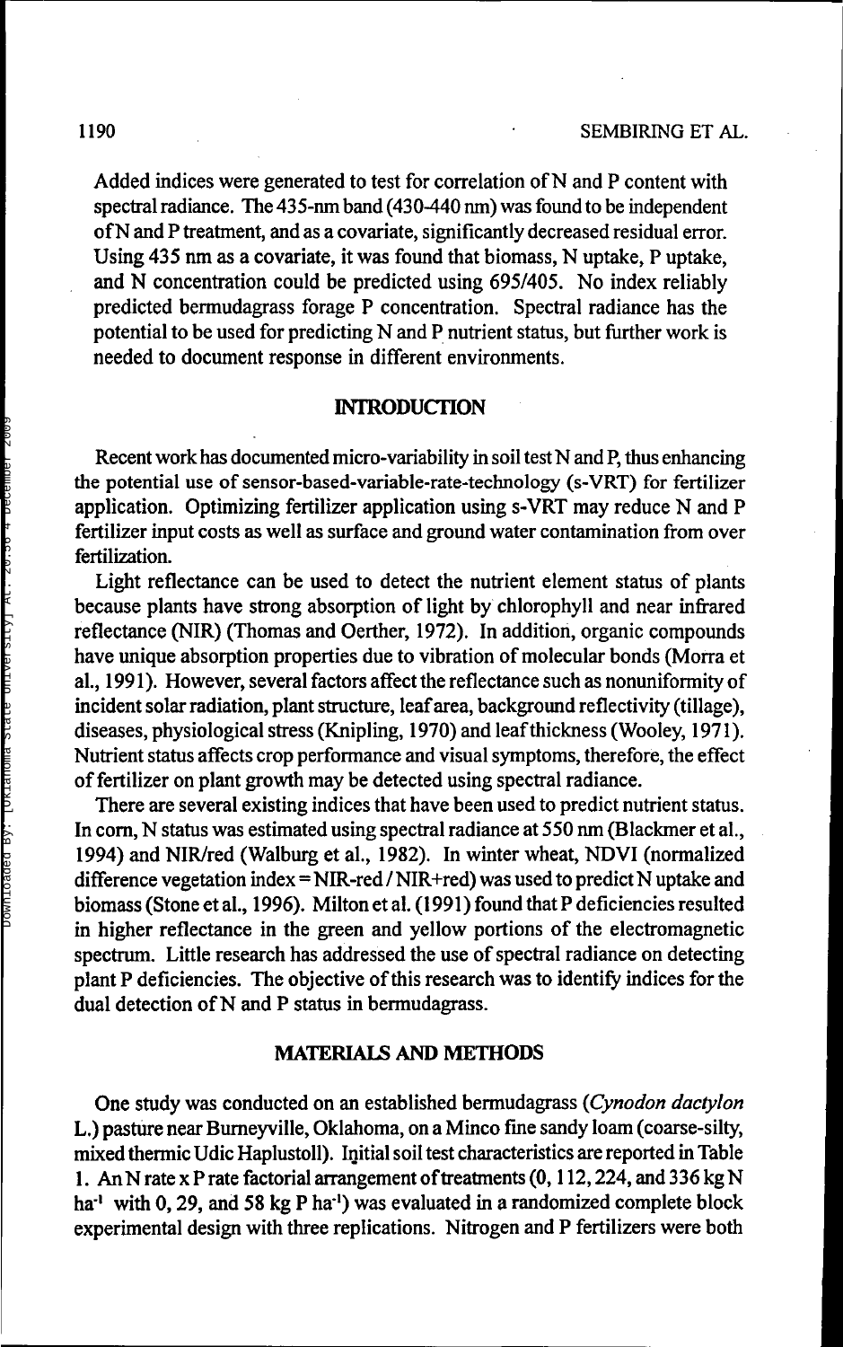Added indices were generated to test for correlation of N and P content with spectral radiance. The 435-nm band (430-440 nm) was found to be independent of N and P treatment, and as a covariate, significantly decreased residual error. Using 435 nm as a covariate, it was found that biomass, N uptake, P uptake, and N concentration could be predicted using 695/405. No index reliably predicted bermudagrass forage P concentration. Spectral radiance has the potential to be used for predicting N and P nutrient status, but further work is needed to document response in different environments.

## INTRODUCTION

Recent work has documented micro-variability in soil test N and P, thus enhancing the potential use of sensor-based-variable-rate-technology (s-VRT) for fertilizer application. Optimizing fertilizer application using s-VRT may reduce N and P fertilizer input costs as well as surface and ground water contamination from over fertilization.

Light reflectance can be used to detect the nutrient element status of plants because plants have strong absorption of light by chlorophyll and near infrared reflectance (NIR) (Thomas and Oerther, 1972). In addition, organic compounds have unique absorption properties due to vibration of molecular bonds (Morra et al., 1991). However, several factors affect the reflectance such as nonuniformity of incident solar radiation, plant structure, leaf area, background reflectivity (tillage), diseases, physiological stress (Knipling, 1970) and leaf thickness (Wooley, 1971). Nutrient status affects crop performance and visual symptoms, therefore, the effect of fertilizer on plant growth may be detected using spectral radiance.

There are several existing indices that have been used to predict nutrient status. In corn, N status was estimated using spectral radiance at 550 nm (Blackmer et al., 1994) and NIR/red (Walburg et al., 1982). In winter wheat, NDVI (normalized difference vegetation index = NIR-red / NIR+red) was used to predict N uptake and biomass (Stone et al., 1996). Milton et al. (1991) found that P deficiencies resulted in higher reflectance in the green and yellow portions of the electromagnetic spectrum. Little research has addressed the use of spectral radiance on detecting plant P deficiencies. The objective of this research was to identify indices for the dual detection of N and P status in bermudagrass.

## MATERIALS AND METHODS

One study was conducted on an established bermudagrass (*Cynodon dactylon* L.) pasture near Burneyville, Oklahoma, on a Minco fine sandy loam (coarse-silty, mixed thermic Udic Haplustoll). Initial soil test characteristics are reported in Table 1. An N rate x P rate factorial arrangement of treatments (0, 112, 224, and 336 kg N $ha^{-1}$ with 0, 29, and 58 kg P $ha^{-1}$) was evaluated in a randomized complete block experimental design with three replications. Nitrogen and P fertilizers were both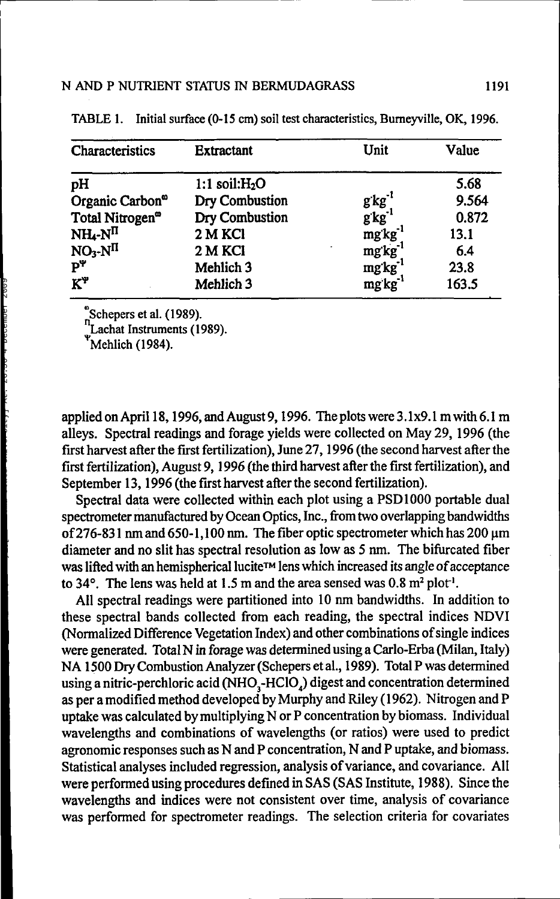TABLE 1. Initial surface (0-15 cm) soil test characteristics, Burneyville, OK, 1996.

| Characteristics | Extractant | Unit | Value |
|---|---|---|---|
| pH | 1:1 soil:$H_2O$ | | 5.68 |
| Organic Carbon[ꝏ] | Dry Combustion | $g \cdot kg^{-1}$ | 9.564 |
| Total Nitrogen[ꝏ] | Dry Combustion | $g \cdot kg^{-1}$ | 0.872 |
| $NH_4$-N[Π] | 2 M KCl | $mg \cdot kg^{-1}$ | 13.1 |
| $NO_3$-N[Π] | 2 M KCl | $mg \cdot kg^{-1}$ | 6.4 |
| P[Ψ] | Mehlich 3 | $mg \cdot kg^{-1}$ | 23.8 |
| K[Ψ] | Mehlich 3 | $mg \cdot kg^{-1}$ | 163.5 |

[ꝏ]Schepers et al. (1989).
[Π]Lachat Instruments (1989).
[Ψ]Mehlich (1984).

applied on April 18, 1996, and August 9, 1996. The plots were 3.1x9.1 m with 6.1 m alleys. Spectral readings and forage yields were collected on May 29, 1996 (the first harvest after the first fertilization), June 27, 1996 (the second harvest after the first fertilization), August 9, 1996 (the third harvest after the first fertilization), and September 13, 1996 (the first harvest after the second fertilization).

Spectral data were collected within each plot using a PSD1000 portable dual spectrometer manufactured by Ocean Optics, Inc., from two overlapping bandwidths of 276-831 nm and 650-1,100 nm. The fiber optic spectrometer which has 200 μm diameter and no slit has spectral resolution as low as 5 nm. The bifurcated fiber was lifted with an hemispherical lucite™ lens which increased its angle of acceptance to 34°. The lens was held at 1.5 m and the area sensed was 0.8 $m^2$ $plot^{-1}$.

All spectral readings were partitioned into 10 nm bandwidths. In addition to these spectral bands collected from each reading, the spectral indices NDVI (Normalized Difference Vegetation Index) and other combinations of single indices were generated. Total N in forage was determined using a Carlo-Erba (Milan, Italy) NA 1500 Dry Combustion Analyzer (Schepers et al., 1989). Total P was determined using a nitric-perchloric acid ($NHO_3$-$HClO_4$) digest and concentration determined as per a modified method developed by Murphy and Riley (1962). Nitrogen and P uptake was calculated by multiplying N or P concentration by biomass. Individual wavelengths and combinations of wavelengths (or ratios) were used to predict agronomic responses such as N and P concentration, N and P uptake, and biomass. Statistical analyses included regression, analysis of variance, and covariance. All were performed using procedures defined in SAS (SAS Institute, 1988). Since the wavelengths and indices were not consistent over time, analysis of covariance was performed for spectrometer readings. The selection criteria for covariates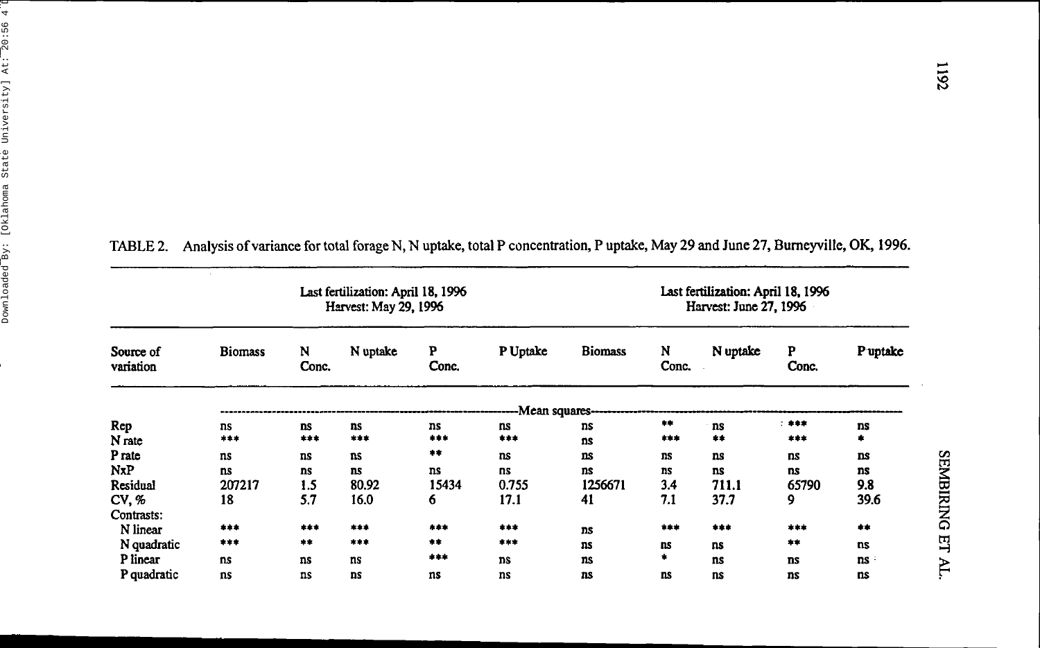TABLE 2. Analysis of variance for total forage N, N uptake, total P concentration, P uptake, May 29 and June 27, Burneyville, OK, 1996.

| | Last fertilization: April 18, 1996 Harvest: May 29, 1996 | | | | | Last fertilization: April 18, 1996 Harvest: June 27, 1996 | | | | |
|---|---|---|---|---|---|---|---|---|---|---|
| Source of variation | Biomass | N Conc. | N uptake | P Conc. | P Uptake | Biomass | N Conc. | N uptake | P Conc. | P uptake |
| | Mean squares | | | | | | | | | |
| Rep | ns | ns | ns | ns | ns | ns | ** | ns | *** | ns |
| N rate | *** | *** | *** | *** | *** | ns | *** | ** | *** | * |
| P rate | ns | ns | ns | ** | ns | ns | ns | ns | ns | ns |
| NxP | ns | ns | ns | ns | ns | ns | ns | ns | ns | ns |
| Residual | 207217 | 1.5 | 80.92 | 15434 | 0.755 | 1256671 | 3.4 | 711.1 | 65790 | 9.8 |
| CV, % | 18 | 5.7 | 16.0 | 6 | 17.1 | 41 | 7.1 | 37.7 | 9 | 39.6 |
| Contrasts: | | | | | | | | | | |
| N linear | *** | *** | *** | *** | *** | ns | *** | *** | *** | ** |
| N quadratic | *** | ** | *** | ** | *** | ns | ns | ns | ** | ns |
| P linear | ns | ns | ns | *** | ns | ns | * | ns | ns | ns |
| P quadratic | ns | ns | ns | ns | ns | ns | ns | ns | ns | ns |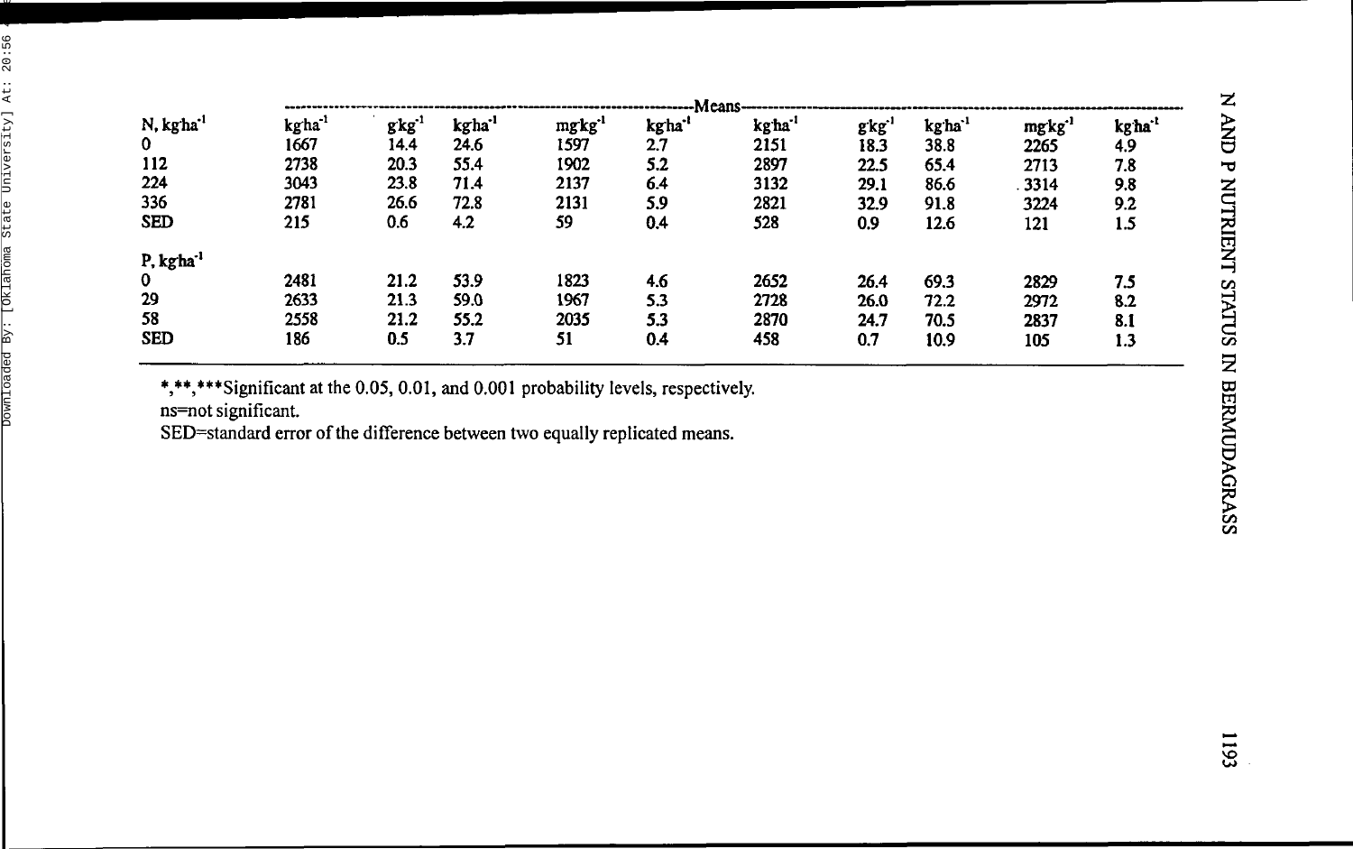| | Means | | | | | | | | | |
|---|---|---|---|---|---|---|---|---|---|---|
| N, $kg\,ha^{-1}$ | $kg\,ha^{-1}$ | $g\,kg^{-1}$ | $kg\,ha^{-1}$ | $mg\,kg^{-1}$ | $kg\,ha^{-1}$ | $kg\,ha^{-1}$ | $g\,kg^{-1}$ | $kg\,ha^{-1}$ | $mg\,kg^{-1}$ | $kg\,ha^{-1}$ |
| 0 | 1667 | 14.4 | 24.6 | 1597 | 2.7 | 2151 | 18.3 | 38.8 | 2265 | 4.9 |
| 112 | 2738 | 20.3 | 55.4 | 1902 | 5.2 | 2897 | 22.5 | 65.4 | 2713 | 7.8 |
| 224 | 3043 | 23.8 | 71.4 | 2137 | 6.4 | 3132 | 29.1 | 86.6 | 3314 | 9.8 |
| 336 | 2781 | 26.6 | 72.8 | 2131 | 5.9 | 2821 | 32.9 | 91.8 | 3224 | 9.2 |
| SED | 215 | 0.6 | 4.2 | 59 | 0.4 | 528 | 0.9 | 12.6 | 121 | 1.5 |
| P, $kg\,ha^{-1}$ | | | | | | | | | | |
| 0 | 2481 | 21.2 | 53.9 | 1823 | 4.6 | 2652 | 26.4 | 69.3 | 2829 | 7.5 |
| 29 | 2633 | 21.3 | 59.0 | 1967 | 5.3 | 2728 | 26.0 | 72.2 | 2972 | 8.2 |
| 58 | 2558 | 21.2 | 55.2 | 2035 | 5.3 | 2870 | 24.7 | 70.5 | 2837 | 8.1 |
| SED | 186 | 0.5 | 3.7 | 51 | 0.4 | 458 | 0.7 | 10.9 | 105 | 1.3 |

*,**,***Significant at the 0.05, 0.01, and 0.001 probability levels, respectively.

ns=not significant.

SED=standard error of the difference between two equally replicated means.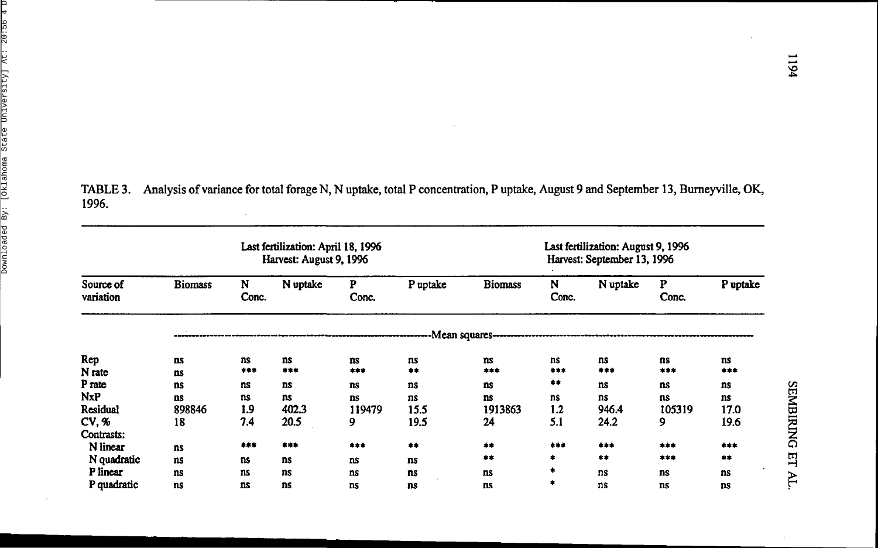TABLE 3. Analysis of variance for total forage N, N uptake, total P concentration, P uptake, August 9 and September 13, Burneyville, OK, 1996.

| Source of variation | Last fertilization: April 18, 1996 Harvest: August 9, 1996 | | | | | Last fertilization: August 9, 1996 Harvest: September 13, 1996 | | | | |
|---|---|---|---|---|---|---|---|---|---|---|
| | Biomass | N Conc. | N uptake | P Conc. | P uptake | Biomass | N Conc. | N uptake | P Conc. | P uptake |
| | -Mean squares- | | | | | | | | | |
| Rep | ns | ns | ns | ns | ns | ns | ns | ns | ns | ns |
| N rate | ns | *** | *** | *** | ** | *** | *** | *** | *** | *** |
| P rate | ns | ns | ns | ns | ns | ns | ** | ns | ns | ns |
| NxP | ns | ns | ns | ns | ns | ns | ns | ns | ns | ns |
| Residual | 898846 | 1.9 | 402.3 | 119479 | 15.5 | 1913863 | 1.2 | 946.4 | 105319 | 17.0 |
| CV, % | 18 | 7.4 | 20.5 | 9 | 19.5 | 24 | 5.1 | 24.2 | 9 | 19.6 |
| Contrasts: | | | | | | | | | | |
| N linear | ns | *** | *** | *** | ** | ** | *** | *** | *** | *** |
| N quadratic | ns | ns | ns | ns | ns | ** | * | ** | *** | ** |
| P linear | ns | ns | ns | ns | ns | ns | * | ns | ns | ns |
| P quadratic | ns | ns | ns | ns | ns | ns | * | ns | ns | ns |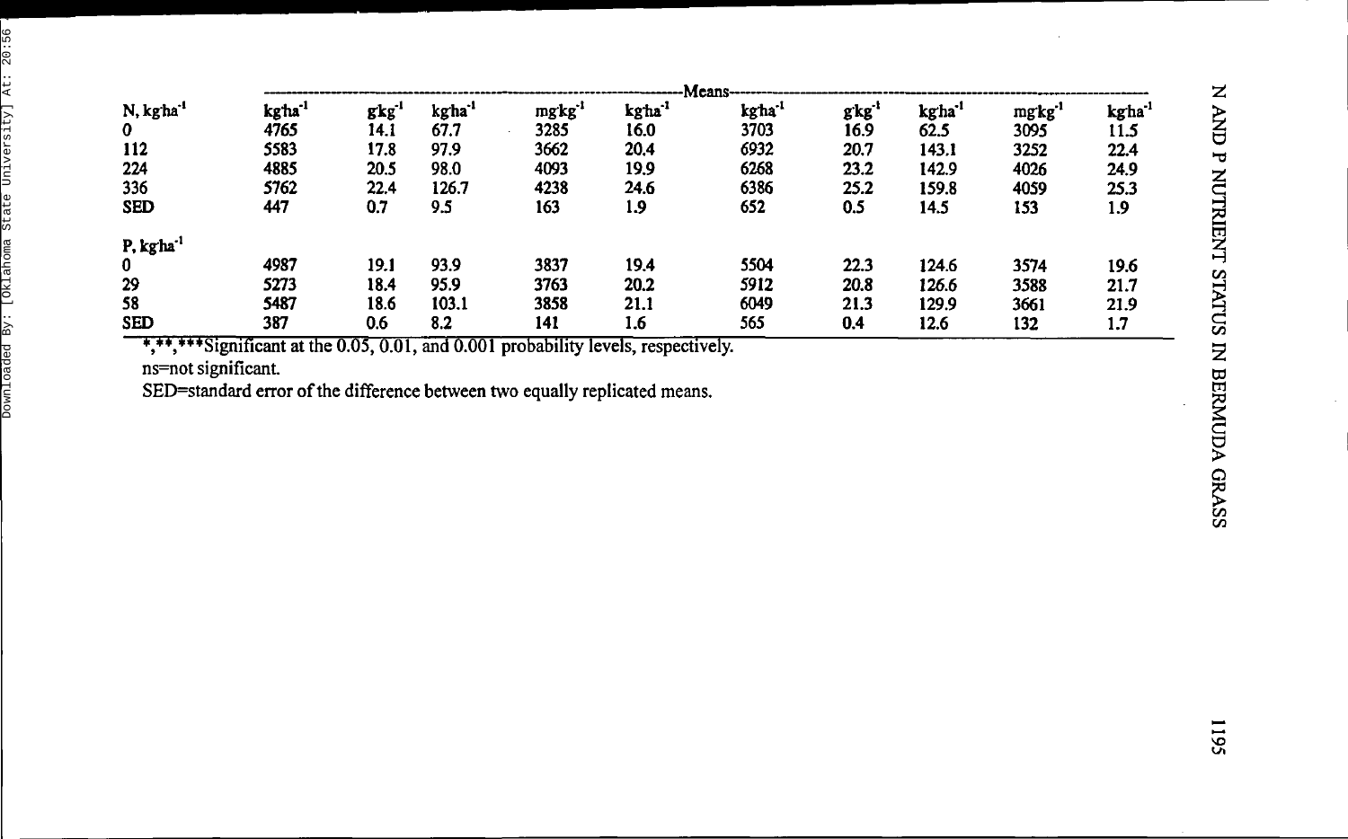| | Means | | | | | | | | | |
|---|---|---|---|---|---|---|---|---|---|---|
| N, kg·ha$^{-1}$ | kg·ha$^{-1}$ | g·kg$^{-1}$ | kg·ha$^{-1}$ | mg·kg$^{-1}$ | kg·ha$^{-1}$ | kg·ha$^{-1}$ | g·kg$^{-1}$ | kg·ha$^{-1}$ | mg·kg$^{-1}$ | kg·ha$^{-1}$ |
| 0 | 4765 | 14.1 | 67.7 | 3285 | 16.0 | 3703 | 16.9 | 62.5 | 3095 | 11.5 |
| 112 | 5583 | 17.8 | 97.9 | 3662 | 20.4 | 6932 | 20.7 | 143.1 | 3252 | 22.4 |
| 224 | 4885 | 20.5 | 98.0 | 4093 | 19.9 | 6268 | 23.2 | 142.9 | 4026 | 24.9 |
| 336 | 5762 | 22.4 | 126.7 | 4238 | 24.6 | 6386 | 25.2 | 159.8 | 4059 | 25.3 |
| **SED** | 447 | 0.7 | 9.5 | 163 | 1.9 | 652 | 0.5 | 14.5 | 153 | 1.9 |
| **P, kg·ha$^{-1}$** | | | | | | | | | | |
| 0 | 4987 | 19.1 | 93.9 | 3837 | 19.4 | 5504 | 22.3 | 124.6 | 3574 | 19.6 |
| 29 | 5273 | 18.4 | 95.9 | 3763 | 20.2 | 5912 | 20.8 | 126.6 | 3588 | 21.7 |
| 58 | 5487 | 18.6 | 103.1 | 3858 | 21.1 | 6049 | 21.3 | 129.9 | 3661 | 21.9 |
| **SED** | 387 | 0.6 | 8.2 | 141 | 1.6 | 565 | 0.4 | 12.6 | 132 | 1.7 |

*,**,***Significant at the 0.05, 0.01, and 0.001 probability levels, respectively.

ns=not significant.

SED=standard error of the difference between two equally replicated means.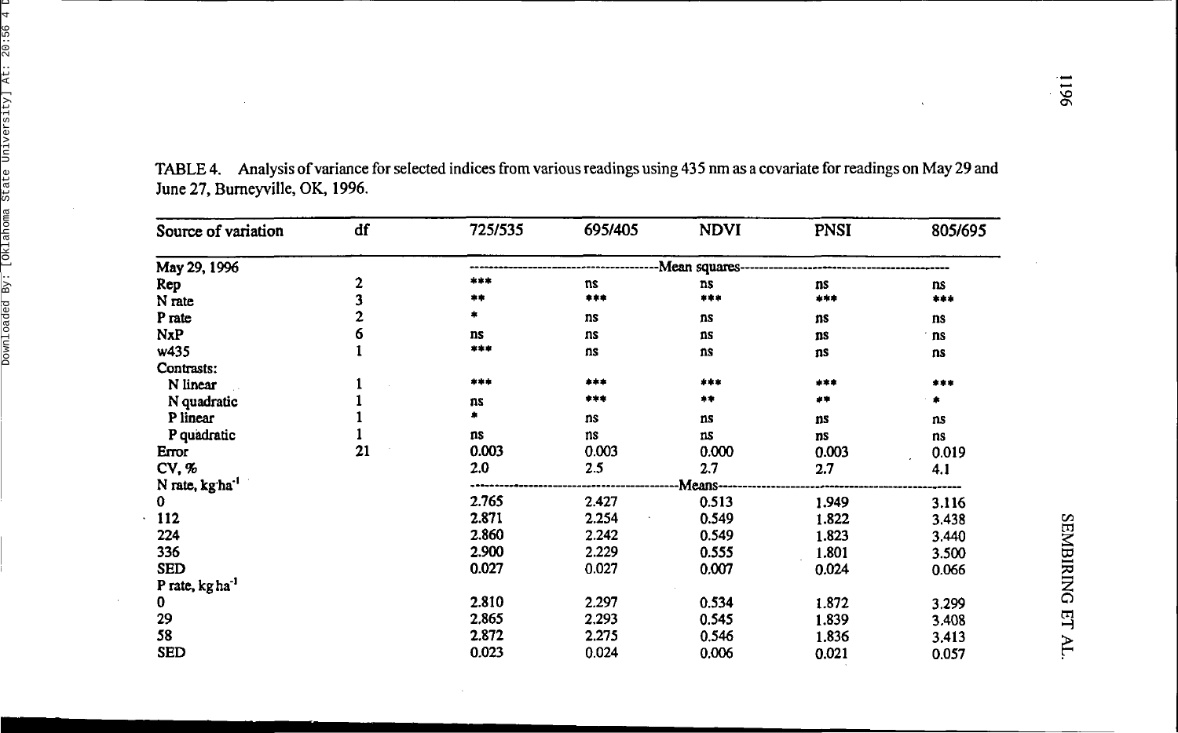TABLE 4. Analysis of variance for selected indices from various readings using 435 nm as a covariate for readings on May 29 and June 27, Burneyville, OK, 1996.

| Source of variation | df | 725/535 | 695/405 | NDVI | PNSI | 805/695 |
|---|---|---|---|---|---|---|
| May 29, 1996 | | Mean squares | | | | |
| Rep | 2 | *** | ns | ns | ns | ns |
| N rate | 3 | ** | *** | *** | *** | *** |
| P rate | 2 | * | ns | ns | ns | ns |
| NxP | 6 | ns | ns | ns | ns | ns |
| w435 | 1 | *** | ns | ns | ns | ns |
| Contrasts: | | | | | | |
| N linear | 1 | *** | *** | *** | *** | *** |
| N quadratic | 1 | ns | *** | ** | ** | * |
| P linear | 1 | * | ns | ns | ns | ns |
| P quadratic | 1 | ns | ns | ns | ns | ns |
| Error | 21 | 0.003 | 0.003 | 0.000 | 0.003 | 0.019 |
| CV, % | | 2.0 | 2.5 | 2.7 | 2.7 | 4.1 |
| N rate, kg ha$^{-1}$ | | Means | | | | |
| 0 | | 2.765 | 2.427 | 0.513 | 1.949 | 3.116 |
| 112 | | 2.871 | 2.254 | 0.549 | 1.822 | 3.438 |
| 224 | | 2.860 | 2.242 | 0.549 | 1.823 | 3.440 |
| 336 | | 2.900 | 2.229 | 0.555 | 1.801 | 3.500 |
| SED | | 0.027 | 0.027 | 0.007 | 0.024 | 0.066 |
| P rate, kg ha$^{-1}$ | | | | | | |
| 0 | | 2.810 | 2.297 | 0.534 | 1.872 | 3.299 |
| 29 | | 2.865 | 2.293 | 0.545 | 1.839 | 3.408 |
| 58 | | 2.872 | 2.275 | 0.546 | 1.836 | 3.413 |
| SED | | 0.023 | 0.024 | 0.006 | 0.021 | 0.057 |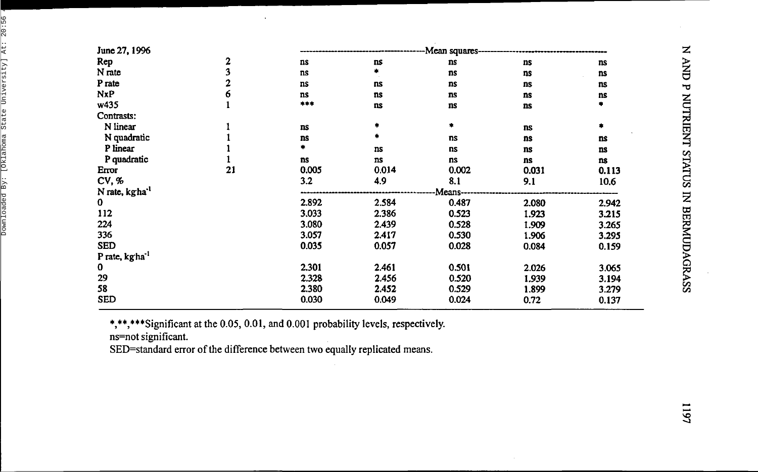| June 27, 1996 | | -----Mean squares----- | | | | |
|---|---|---|---|---|---|---|
| Rep | 2 | ns | ns | ns | ns | ns |
| N rate | 3 | ns | * | ns | ns | ns |
| P rate | 2 | ns | ns | ns | ns | ns |
| NxP | 6 | ns | ns | ns | ns | ns |
| w435 | 1 | *** | ns | ns | ns | * |
| Contrasts: | | | | | | |
| N linear | 1 | ns | * | * | ns | * |
| N quadratic | 1 | ns | * | ns | ns | ns |
| P linear | 1 | * | ns | ns | ns | ns |
| P quadratic | 1 | ns | ns | ns | ns | ns |
| Error | 21 | 0.005 | 0.014 | 0.002 | 0.031 | 0.113 |
| CV, % | | 3.2 | 4.9 | 8.1 | 9.1 | 10.6 |
| N rate, kg·ha$^{-1}$ | | -----Means----- | | | | |
| 0 | | 2.892 | 2.584 | 0.487 | 2.080 | 2.942 |
| 112 | | 3.033 | 2.386 | 0.523 | 1.923 | 3.215 |
| 224 | | 3.080 | 2.439 | 0.528 | 1.909 | 3.265 |
| 336 | | 3.057 | 2.417 | 0.530 | 1.906 | 3.295 |
| SED | | 0.035 | 0.057 | 0.028 | 0.084 | 0.159 |
| P rate, kg·ha$^{-1}$ | | | | | | |
| 0 | | 2.301 | 2.461 | 0.501 | 2.026 | 3.065 |
| 29 | | 2.328 | 2.456 | 0.520 | 1.939 | 3.194 |
| 58 | | 2.380 | 2.452 | 0.529 | 1.899 | 3.279 |
| SED | | 0.030 | 0.049 | 0.024 | 0.72 | 0.137 |

*,**,***Significant at the 0.05, 0.01, and 0.001 probability levels, respectively.
ns=not significant.
SED=standard error of the difference between two equally replicated means.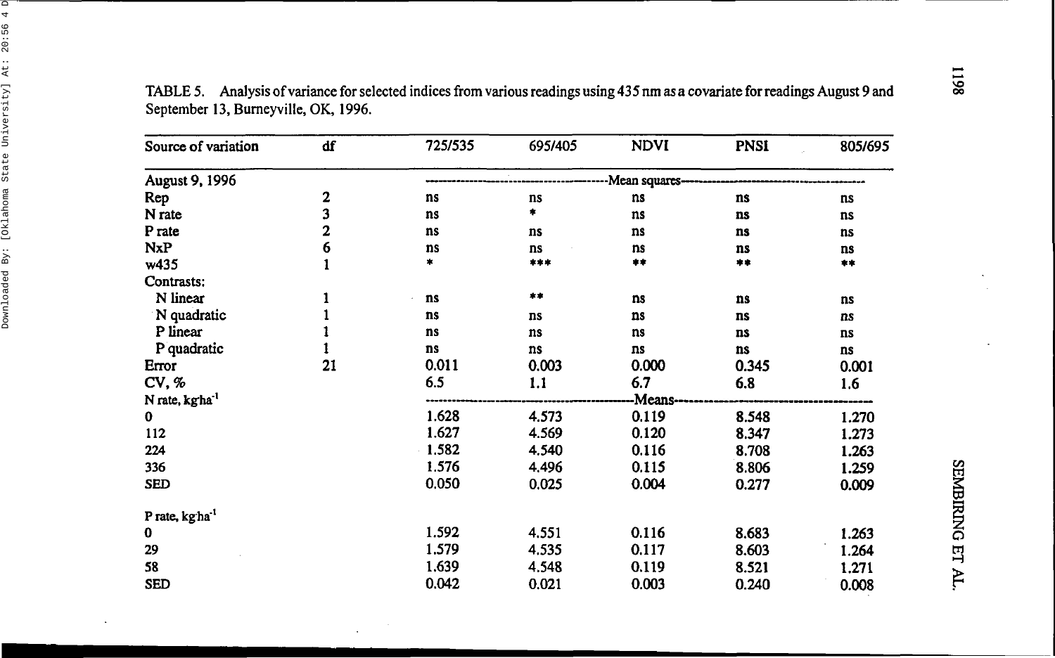TABLE 5. Analysis of variance for selected indices from various readings using 435 nm as a covariate for readings August 9 and September 13, Burneyville, OK, 1996.

| Source of variation | df | 725/535 | 695/405 | NDVI | PNSI | 805/695 |
|---|---|---|---|---|---|---|
| August 9, 1996 | | Mean squares | | | | |
| Rep | 2 | ns | ns | ns | ns | ns |
| N rate | 3 | ns | * | ns | ns | ns |
| P rate | 2 | ns | ns | ns | ns | ns |
| NxP | 6 | ns | ns | ns | ns | ns |
| w435 | 1 | * | *** | ** | ** | ** |
| Contrasts: | | | | | | |
| N linear | 1 | ns | ** | ns | ns | ns |
| N quadratic | 1 | ns | ns | ns | ns | ns |
| P linear | 1 | ns | ns | ns | ns | ns |
| P quadratic | 1 | ns | ns | ns | ns | ns |
| Error | 21 | 0.011 | 0.003 | 0.000 | 0.345 | 0.001 |
| CV, % | | 6.5 | 1.1 | 6.7 | 6.8 | 1.6 |
| N rate, kg ha$^{-1}$ | | Means | | | | |
| 0 | | 1.628 | 4.573 | 0.119 | 8.548 | 1.270 |
| 112 | | 1.627 | 4.569 | 0.120 | 8.347 | 1.273 |
| 224 | | 1.582 | 4.540 | 0.116 | 8.708 | 1.263 |
| 336 | | 1.576 | 4.496 | 0.115 | 8.806 | 1.259 |
| SED | | 0.050 | 0.025 | 0.004 | 0.277 | 0.009 |
| P rate, kg ha$^{-1}$ | | | | | | |
| 0 | | 1.592 | 4.551 | 0.116 | 8.683 | 1.263 |
| 29 | | 1.579 | 4.535 | 0.117 | 8.603 | 1.264 |
| 58 | | 1.639 | 4.548 | 0.119 | 8.521 | 1.271 |
| SED | | 0.042 | 0.021 | 0.003 | 0.240 | 0.008 |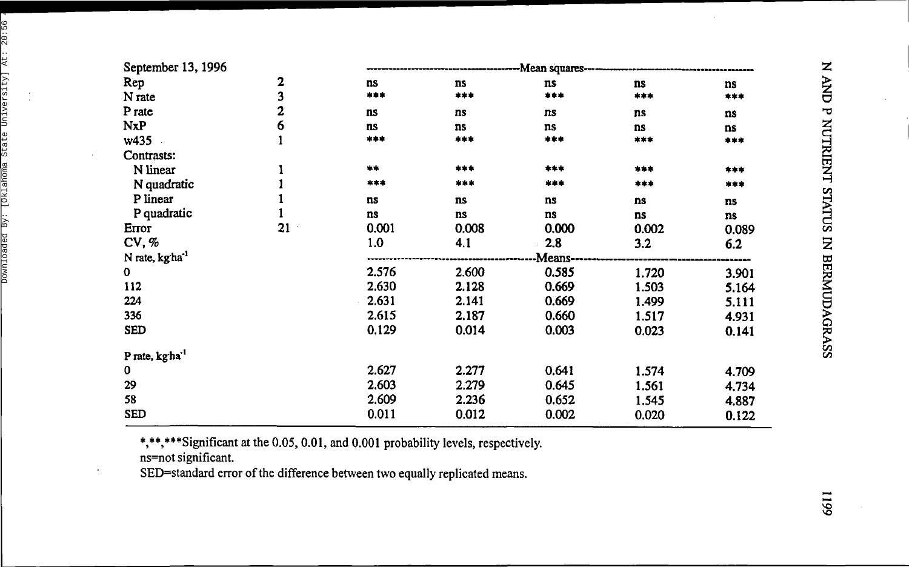| September 13, 1996 | | | | Mean squares | | |
|---|---|---|---|---|---|---|
| Rep | 2 | ns | ns | ns | ns | ns |
| N rate | 3 | *** | *** | *** | *** | *** |
| P rate | 2 | ns | ns | ns | ns | ns |
| NxP | 6 | ns | ns | ns | ns | ns |
| w435 | 1 | *** | *** | *** | *** | *** |
| Contrasts: | | | | | | |
| N linear | 1 | ** | *** | *** | *** | *** |
| N quadratic | 1 | *** | *** | *** | *** | *** |
| P linear | 1 | ns | ns | ns | ns | ns |
| P quadratic | 1 | ns | ns | ns | ns | ns |
| Error | 21 | 0.001 | 0.008 | 0.000 | 0.002 | 0.089 |
| CV, % | | 1.0 | 4.1 | 2.8 | 3.2 | 6.2 |
| N rate, kg ha$^{-1}$ | | | | Means | | |
| 0 | | 2.576 | 2.600 | 0.585 | 1.720 | 3.901 |
| 112 | | 2.630 | 2.128 | 0.669 | 1.503 | 5.164 |
| 224 | | 2.631 | 2.141 | 0.669 | 1.499 | 5.111 |
| 336 | | 2.615 | 2.187 | 0.660 | 1.517 | 4.931 |
| SED | | 0.129 | 0.014 | 0.003 | 0.023 | 0.141 |
| P rate, kg ha$^{-1}$ | | | | | | |
| 0 | | 2.627 | 2.277 | 0.641 | 1.574 | 4.709 |
| 29 | | 2.603 | 2.279 | 0.645 | 1.561 | 4.734 |
| 58 | | 2.609 | 2.236 | 0.652 | 1.545 | 4.887 |
| SED | | 0.011 | 0.012 | 0.002 | 0.020 | 0.122 |

*,**,***Significant at the 0.05, 0.01, and 0.001 probability levels, respectively.
ns=not significant.
SED=standard error of the difference between two equally replicated means.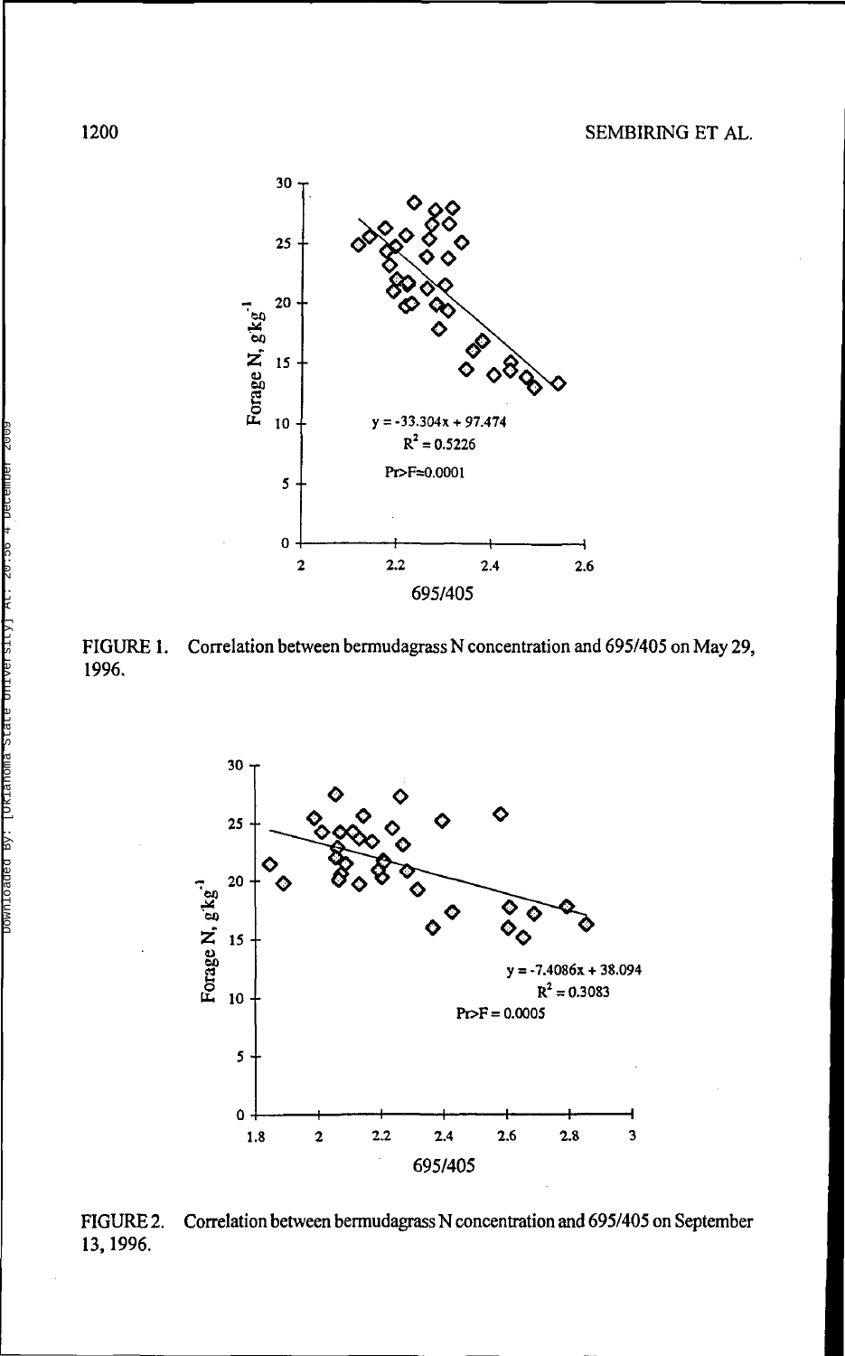FIGURE 1. Correlation between bermudagrass N concentration and 695/405 on May 29, 1996.

FIGURE 2. Correlation between bermudagrass N concentration and 695/405 on September 13, 1996.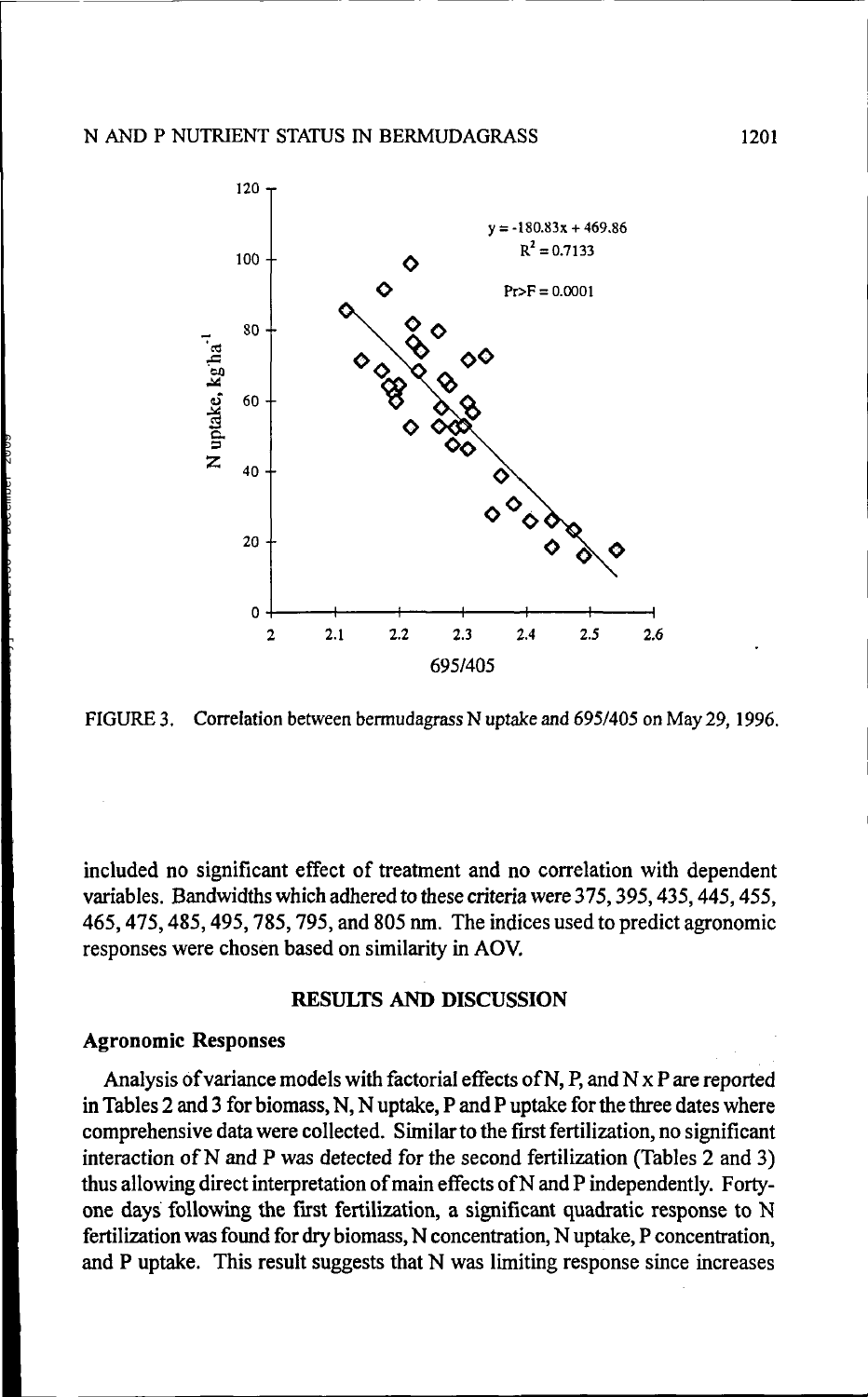FIGURE 3. Correlation between bermudagrass N uptake and 695/405 on May 29, 1996.

included no significant effect of treatment and no correlation with dependent variables. Bandwidths which adhered to these criteria were 375, 395, 435, 445, 455, 465, 475, 485, 495, 785, 795, and 805 nm. The indices used to predict agronomic responses were chosen based on similarity in AOV.

## RESULTS AND DISCUSSION

### Agronomic Responses

Analysis of variance models with factorial effects of N, P, and N x P are reported in Tables 2 and 3 for biomass, N, N uptake, P and P uptake for the three dates where comprehensive data were collected. Similar to the first fertilization, no significant interaction of N and P was detected for the second fertilization (Tables 2 and 3) thus allowing direct interpretation of main effects of N and P independently. Forty-one days following the first fertilization, a significant quadratic response to N fertilization was found for dry biomass, N concentration, N uptake, P concentration, and P uptake. This result suggests that N was limiting response since increases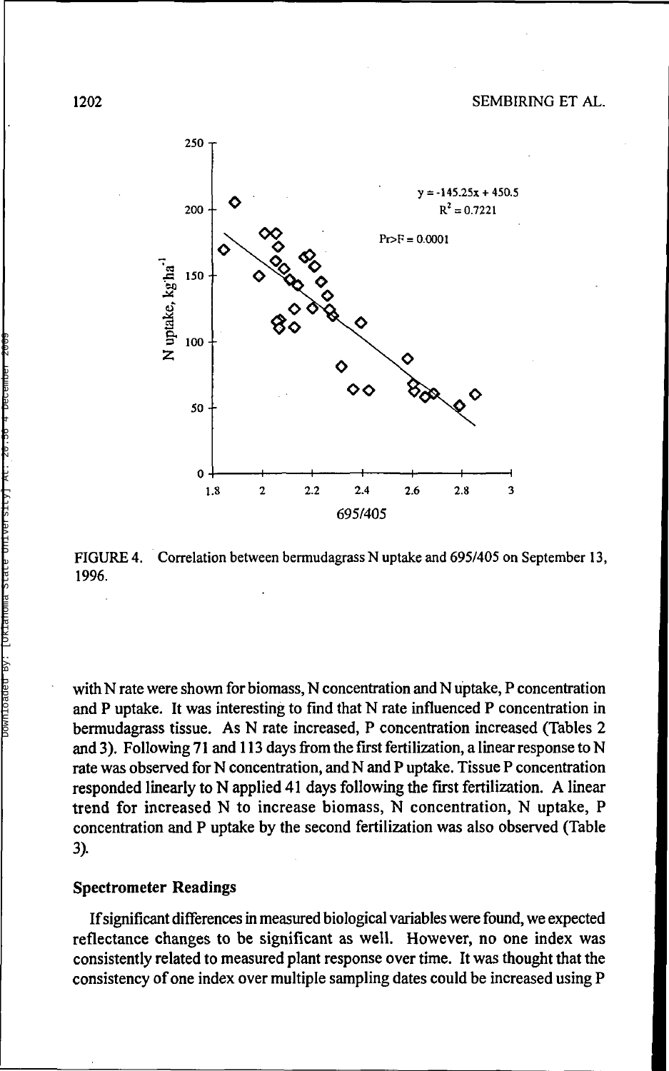FIGURE 4. Correlation between bermudagrass N uptake and 695/405 on September 13, 1996.

with N rate were shown for biomass, N concentration and N uptake, P concentration and P uptake. It was interesting to find that N rate influenced P concentration in bermudagrass tissue. As N rate increased, P concentration increased (Tables 2 and 3). Following 71 and 113 days from the first fertilization, a linear response to N rate was observed for N concentration, and N and P uptake. Tissue P concentration responded linearly to N applied 41 days following the first fertilization. A linear trend for increased N to increase biomass, N concentration, N uptake, P concentration and P uptake by the second fertilization was also observed (Table 3).

### Spectrometer Readings

If significant differences in measured biological variables were found, we expected reflectance changes to be significant as well. However, no one index was consistently related to measured plant response over time. It was thought that the consistency of one index over multiple sampling dates could be increased using P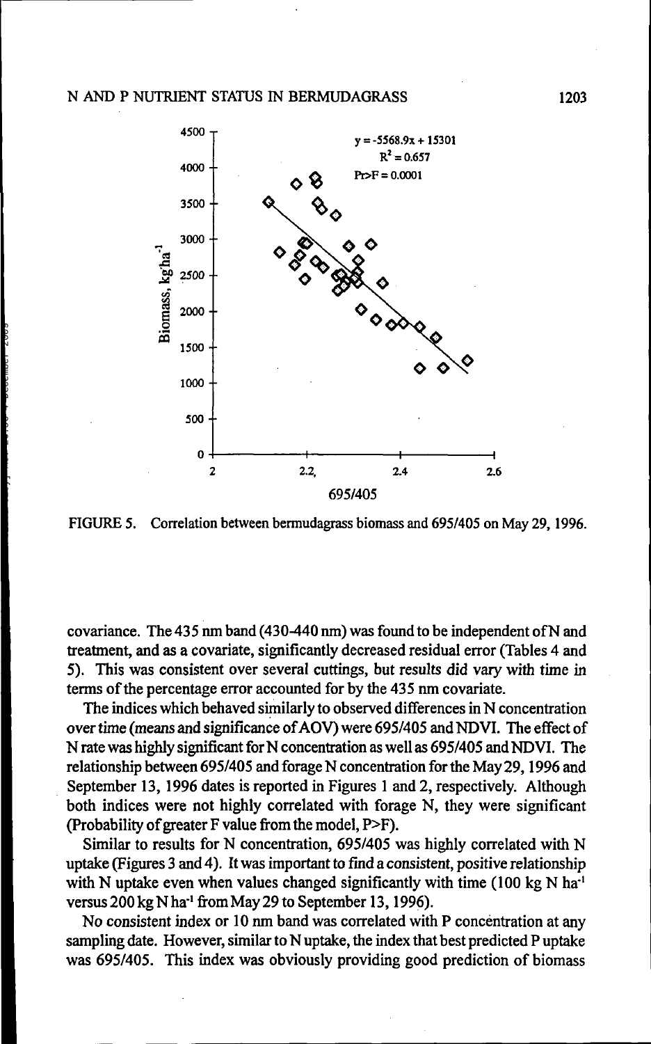FIGURE 5. Correlation between bermudagrass biomass and 695/405 on May 29, 1996.

covariance. The 435 nm band (430-440 nm) was found to be independent of N and treatment, and as a covariate, significantly decreased residual error (Tables 4 and 5). This was consistent over several cuttings, but results did vary with time in terms of the percentage error accounted for by the 435 nm covariate.

The indices which behaved similarly to observed differences in N concentration over time (means and significance of AOV) were 695/405 and NDVI. The effect of N rate was highly significant for N concentration as well as 695/405 and NDVI. The relationship between 695/405 and forage N concentration for the May 29, 1996 and September 13, 1996 dates is reported in Figures 1 and 2, respectively. Although both indices were not highly correlated with forage N, they were significant (Probability of greater F value from the model, P>F).

Similar to results for N concentration, 695/405 was highly correlated with N uptake (Figures 3 and 4). It was important to find a consistent, positive relationship with N uptake even when values changed significantly with time (100 kg N $ha^{-1}$ versus 200 kg N $ha^{-1}$ from May 29 to September 13, 1996).

No consistent index or 10 nm band was correlated with P concentration at any sampling date. However, similar to N uptake, the index that best predicted P uptake was 695/405. This index was obviously providing good prediction of biomass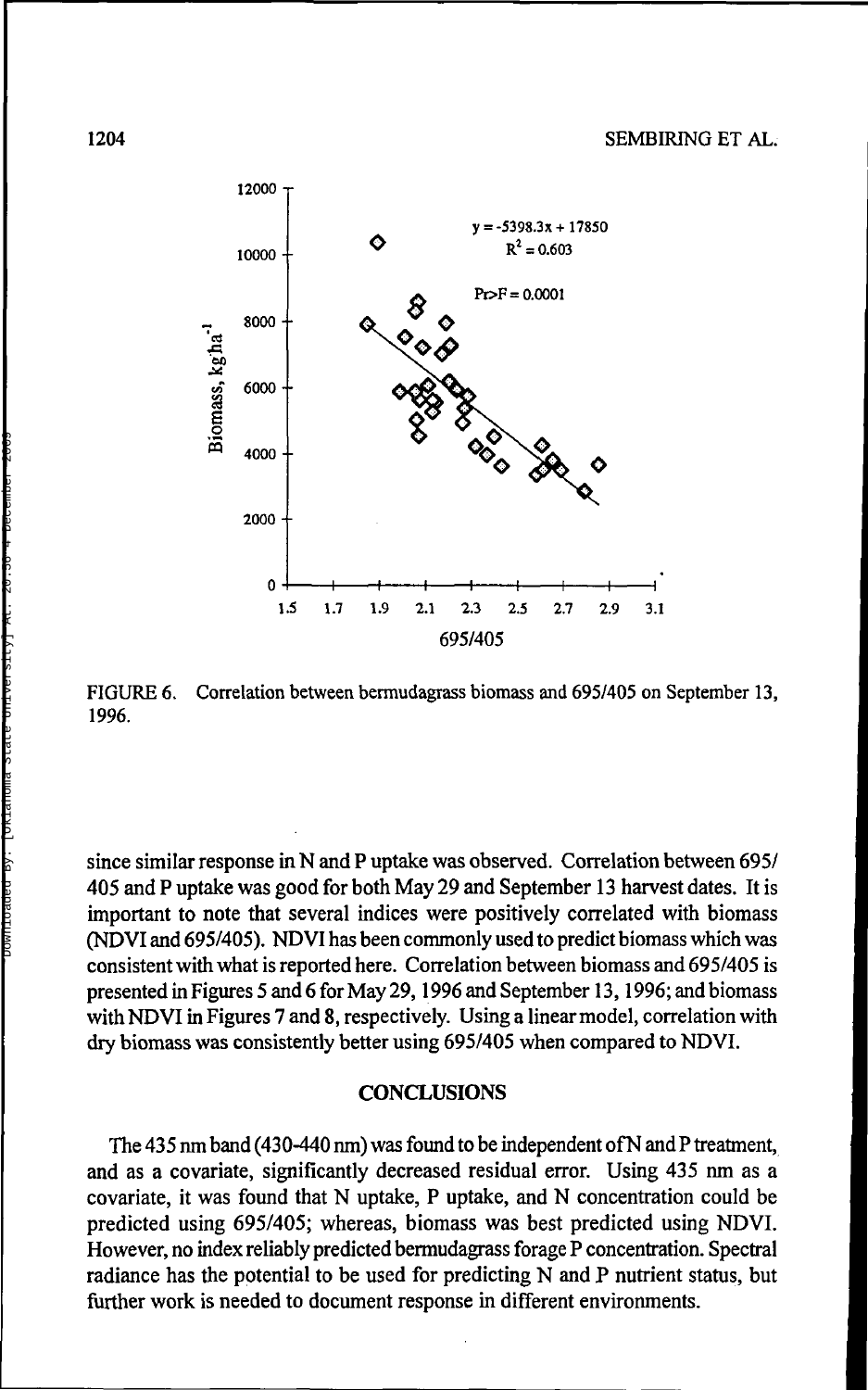FIGURE 6. Correlation between bermudagrass biomass and 695/405 on September 13, 1996.

since similar response in N and P uptake was observed. Correlation between 695/405 and P uptake was good for both May 29 and September 13 harvest dates. It is important to note that several indices were positively correlated with biomass (NDVI and 695/405). NDVI has been commonly used to predict biomass which was consistent with what is reported here. Correlation between biomass and 695/405 is presented in Figures 5 and 6 for May 29, 1996 and September 13, 1996; and biomass with NDVI in Figures 7 and 8, respectively. Using a linear model, correlation with dry biomass was consistently better using 695/405 when compared to NDVI.

## CONCLUSIONS

The 435 nm band (430-440 nm) was found to be independent of N and P treatment, and as a covariate, significantly decreased residual error. Using 435 nm as a covariate, it was found that N uptake, P uptake, and N concentration could be predicted using 695/405; whereas, biomass was best predicted using NDVI. However, no index reliably predicted bermudagrass forage P concentration. Spectral radiance has the potential to be used for predicting N and P nutrient status, but further work is needed to document response in different environments.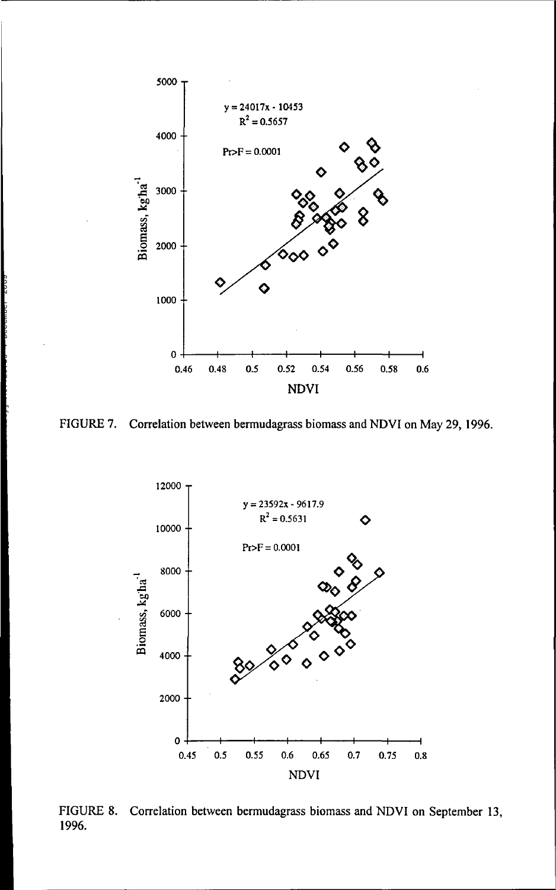FIGURE 7. Correlation between bermudagrass biomass and NDVI on May 29, 1996.

FIGURE 8. Correlation between bermudagrass biomass and NDVI on September 13, 1996.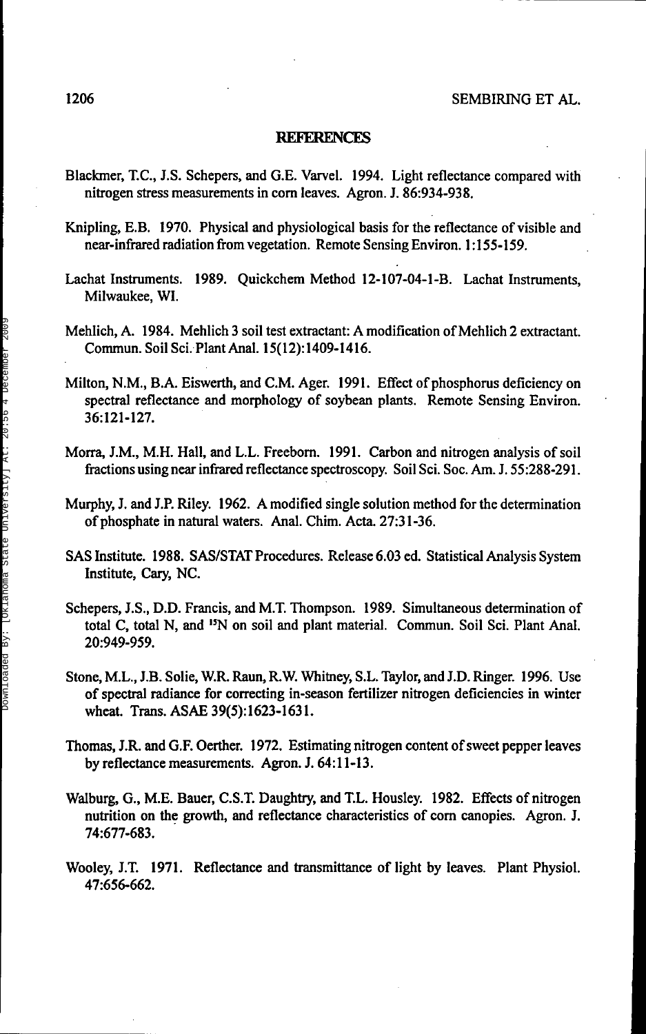## REFERENCES

Blackmer, T.C., J.S. Schepers, and G.E. Varvel. 1994. Light reflectance compared with nitrogen stress measurements in corn leaves. Agron. J. 86:934-938.

Knipling, E.B. 1970. Physical and physiological basis for the reflectance of visible and near-infrared radiation from vegetation. Remote Sensing Environ. 1:155-159.

Lachat Instruments. 1989. Quickchem Method 12-107-04-1-B. Lachat Instruments, Milwaukee, WI.

Mehlich, A. 1984. Mehlich 3 soil test extractant: A modification of Mehlich 2 extractant. Commun. Soil Sci. Plant Anal. 15(12):1409-1416.

Milton, N.M., B.A. Eiswerth, and C.M. Ager. 1991. Effect of phosphorus deficiency on spectral reflectance and morphology of soybean plants. Remote Sensing Environ. 36:121-127.

Morra, J.M., M.H. Hall, and L.L. Freeborn. 1991. Carbon and nitrogen analysis of soil fractions using near infrared reflectance spectroscopy. Soil Sci. Soc. Am. J. 55:288-291.

Murphy, J. and J.P. Riley. 1962. A modified single solution method for the determination of phosphate in natural waters. Anal. Chim. Acta. 27:31-36.

SAS Institute. 1988. SAS/STAT Procedures. Release 6.03 ed. Statistical Analysis System Institute, Cary, NC.

Schepers, J.S., D.D. Francis, and M.T. Thompson. 1989. Simultaneous determination of total C, total N, and $^{15}N$ on soil and plant material. Commun. Soil Sci. Plant Anal. 20:949-959.

Stone, M.L., J.B. Solie, W.R. Raun, R.W. Whitney, S.L. Taylor, and J.D. Ringer. 1996. Use of spectral radiance for correcting in-season fertilizer nitrogen deficiencies in winter wheat. Trans. ASAE 39(5):1623-1631.

Thomas, J.R. and G.F. Oerther. 1972. Estimating nitrogen content of sweet pepper leaves by reflectance measurements. Agron. J. 64:11-13.

Walburg, G., M.E. Bauer, C.S.T. Daughtry, and T.L. Housley. 1982. Effects of nitrogen nutrition on the growth, and reflectance characteristics of corn canopies. Agron. J. 74:677-683.

Wooley, J.T. 1971. Reflectance and transmittance of light by leaves. Plant Physiol. 47:656-662.